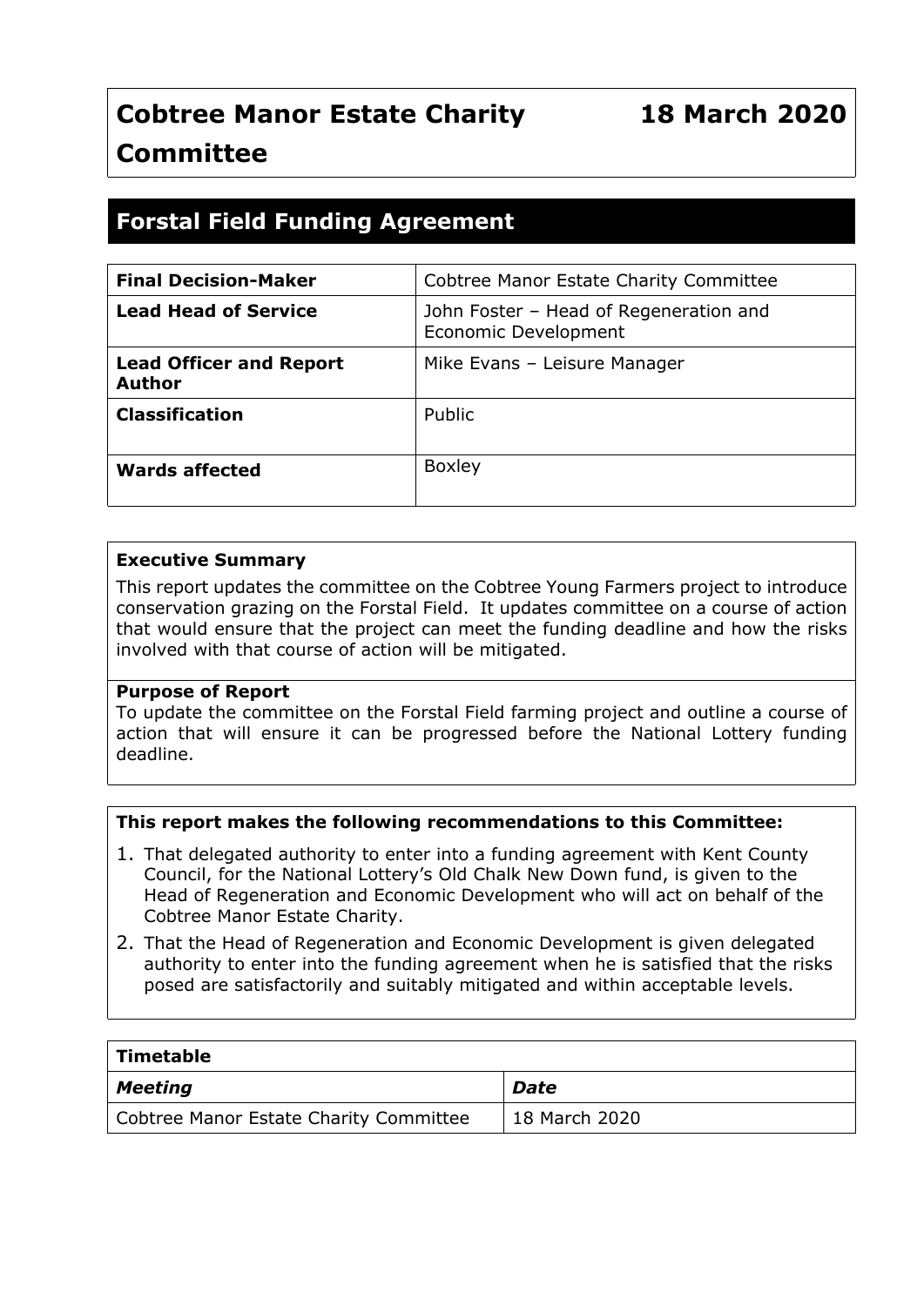# Cobtree Manor Estate Charity Committee — 18 March 2020

## Forstal Field Funding Agreement

| Final Decision-Maker | Cobtree Manor Estate Charity Committee |
|---|---|
| **Lead Head of Service** | John Foster – Head of Regeneration and Economic Development |
| **Lead Officer and Report Author** | Mike Evans – Leisure Manager |
| **Classification** | Public |
| **Wards affected** | Boxley |

**Executive Summary**

This report updates the committee on the Cobtree Young Farmers project to introduce conservation grazing on the Forstal Field. It updates committee on a course of action that would ensure that the project can meet the funding deadline and how the risks involved with that course of action will be mitigated.

**Purpose of Report**

To update the committee on the Forstal Field farming project and outline a course of action that will ensure it can be progressed before the National Lottery funding deadline.

**This report makes the following recommendations to this Committee:**

1. That delegated authority to enter into a funding agreement with Kent County Council, for the National Lottery's Old Chalk New Down fund, is given to the Head of Regeneration and Economic Development who will act on behalf of the Cobtree Manor Estate Charity.
2. That the Head of Regeneration and Economic Development is given delegated authority to enter into the funding agreement when he is satisfied that the risks posed are satisfactorily and suitably mitigated and within acceptable levels.

| Timetable | |
|---|---|
| ***Meeting*** | ***Date*** |
| Cobtree Manor Estate Charity Committee | 18 March 2020 |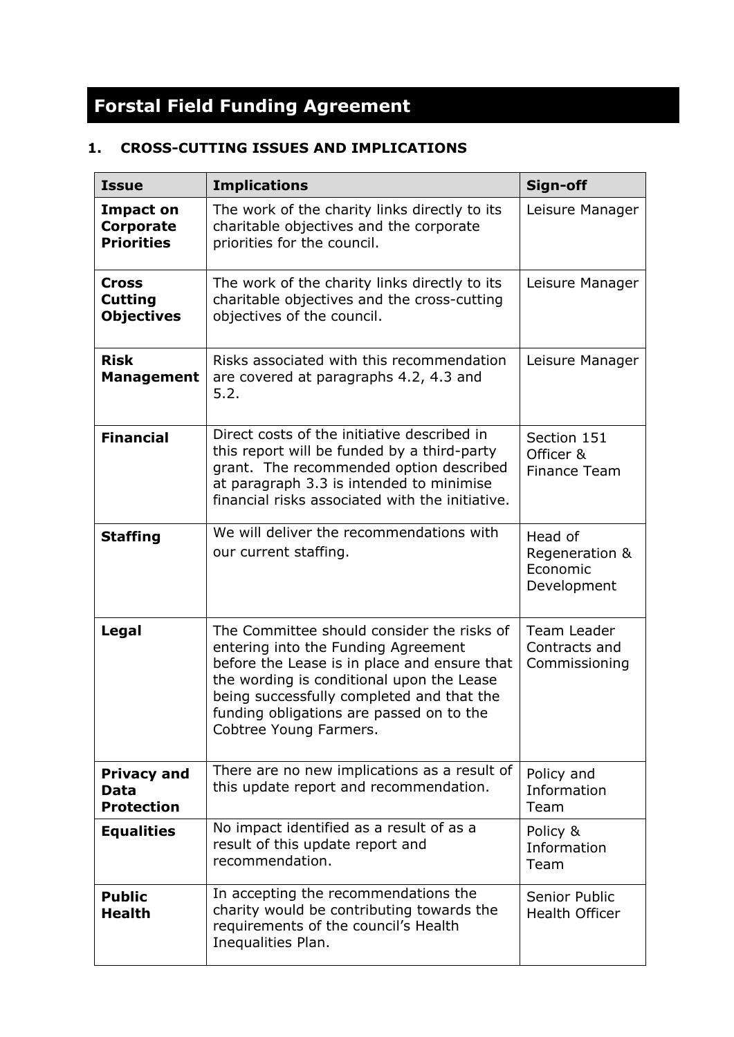# Forstal Field Funding Agreement

## 1. CROSS-CUTTING ISSUES AND IMPLICATIONS

| Issue | Implications | Sign-off |
| --- | --- | --- |
| **Impact on Corporate Priorities** | The work of the charity links directly to its charitable objectives and the corporate priorities for the council. | Leisure Manager |
| **Cross Cutting Objectives** | The work of the charity links directly to its charitable objectives and the cross-cutting objectives of the council. | Leisure Manager |
| **Risk Management** | Risks associated with this recommendation are covered at paragraphs 4.2, 4.3 and 5.2. | Leisure Manager |
| **Financial** | Direct costs of the initiative described in this report will be funded by a third-party grant. The recommended option described at paragraph 3.3 is intended to minimise financial risks associated with the initiative. | Section 151 Officer & Finance Team |
| **Staffing** | We will deliver the recommendations with our current staffing. | Head of Regeneration & Economic Development |
| **Legal** | The Committee should consider the risks of entering into the Funding Agreement before the Lease is in place and ensure that the wording is conditional upon the Lease being successfully completed and that the funding obligations are passed on to the Cobtree Young Farmers. | Team Leader Contracts and Commissioning |
| **Privacy and Data Protection** | There are no new implications as a result of this update report and recommendation. | Policy and Information Team |
| **Equalities** | No impact identified as a result of as a result of this update report and recommendation. | Policy & Information Team |
| **Public Health** | In accepting the recommendations the charity would be contributing towards the requirements of the council's Health Inequalities Plan. | Senior Public Health Officer |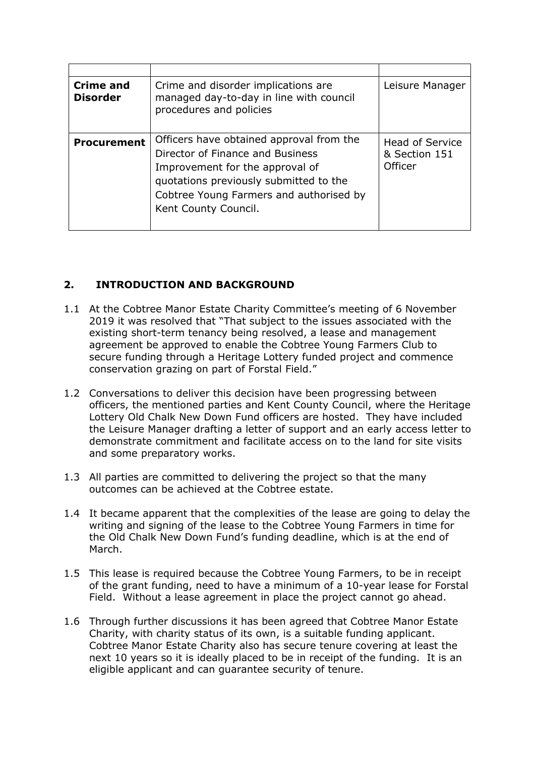| | | |
|---|---|---|
| **Crime and Disorder** | Crime and disorder implications are managed day-to-day in line with council procedures and policies | Leisure Manager |
| **Procurement** | Officers have obtained approval from the Director of Finance and Business Improvement for the approval of quotations previously submitted to the Cobtree Young Farmers and authorised by Kent County Council. | Head of Service & Section 151 Officer |

## 2. INTRODUCTION AND BACKGROUND

1.1 At the Cobtree Manor Estate Charity Committee's meeting of 6 November 2019 it was resolved that "That subject to the issues associated with the existing short-term tenancy being resolved, a lease and management agreement be approved to enable the Cobtree Young Farmers Club to secure funding through a Heritage Lottery funded project and commence conservation grazing on part of Forstal Field."

1.2 Conversations to deliver this decision have been progressing between officers, the mentioned parties and Kent County Council, where the Heritage Lottery Old Chalk New Down Fund officers are hosted. They have included the Leisure Manager drafting a letter of support and an early access letter to demonstrate commitment and facilitate access on to the land for site visits and some preparatory works.

1.3 All parties are committed to delivering the project so that the many outcomes can be achieved at the Cobtree estate.

1.4 It became apparent that the complexities of the lease are going to delay the writing and signing of the lease to the Cobtree Young Farmers in time for the Old Chalk New Down Fund's funding deadline, which is at the end of March.

1.5 This lease is required because the Cobtree Young Farmers, to be in receipt of the grant funding, need to have a minimum of a 10-year lease for Forstal Field. Without a lease agreement in place the project cannot go ahead.

1.6 Through further discussions it has been agreed that Cobtree Manor Estate Charity, with charity status of its own, is a suitable funding applicant. Cobtree Manor Estate Charity also has secure tenure covering at least the next 10 years so it is ideally placed to be in receipt of the funding. It is an eligible applicant and can guarantee security of tenure.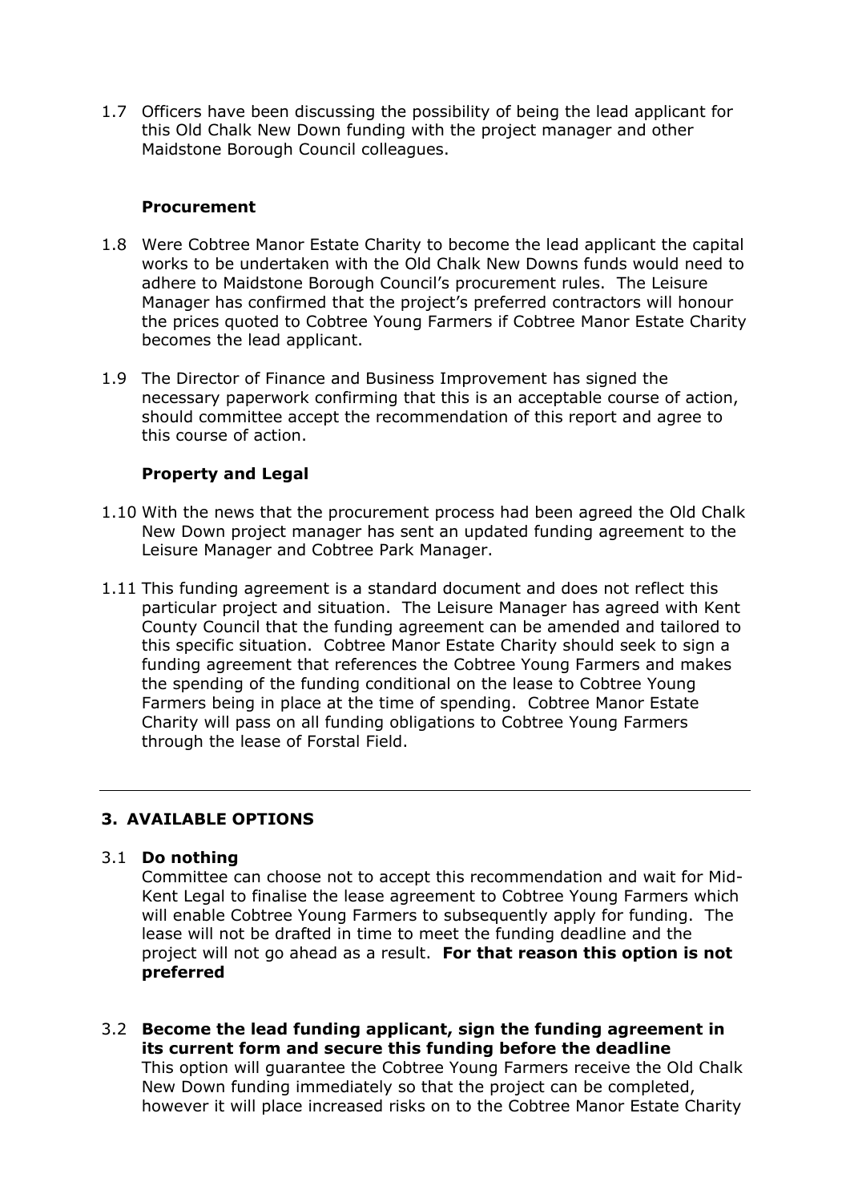1.7 Officers have been discussing the possibility of being the lead applicant for this Old Chalk New Down funding with the project manager and other Maidstone Borough Council colleagues.

**Procurement**

1.8 Were Cobtree Manor Estate Charity to become the lead applicant the capital works to be undertaken with the Old Chalk New Downs funds would need to adhere to Maidstone Borough Council's procurement rules. The Leisure Manager has confirmed that the project's preferred contractors will honour the prices quoted to Cobtree Young Farmers if Cobtree Manor Estate Charity becomes the lead applicant.

1.9 The Director of Finance and Business Improvement has signed the necessary paperwork confirming that this is an acceptable course of action, should committee accept the recommendation of this report and agree to this course of action.

**Property and Legal**

1.10 With the news that the procurement process had been agreed the Old Chalk New Down project manager has sent an updated funding agreement to the Leisure Manager and Cobtree Park Manager.

1.11 This funding agreement is a standard document and does not reflect this particular project and situation. The Leisure Manager has agreed with Kent County Council that the funding agreement can be amended and tailored to this specific situation. Cobtree Manor Estate Charity should seek to sign a funding agreement that references the Cobtree Young Farmers and makes the spending of the funding conditional on the lease to Cobtree Young Farmers being in place at the time of spending. Cobtree Manor Estate Charity will pass on all funding obligations to Cobtree Young Farmers through the lease of Forstal Field.

---

## 3. AVAILABLE OPTIONS

3.1 **Do nothing**
Committee can choose not to accept this recommendation and wait for Mid-Kent Legal to finalise the lease agreement to Cobtree Young Farmers which will enable Cobtree Young Farmers to subsequently apply for funding. The lease will not be drafted in time to meet the funding deadline and the project will not go ahead as a result. **For that reason this option is not preferred**

3.2 **Become the lead funding applicant, sign the funding agreement in its current form and secure this funding before the deadline**
This option will guarantee the Cobtree Young Farmers receive the Old Chalk New Down funding immediately so that the project can be completed, however it will place increased risks on to the Cobtree Manor Estate Charity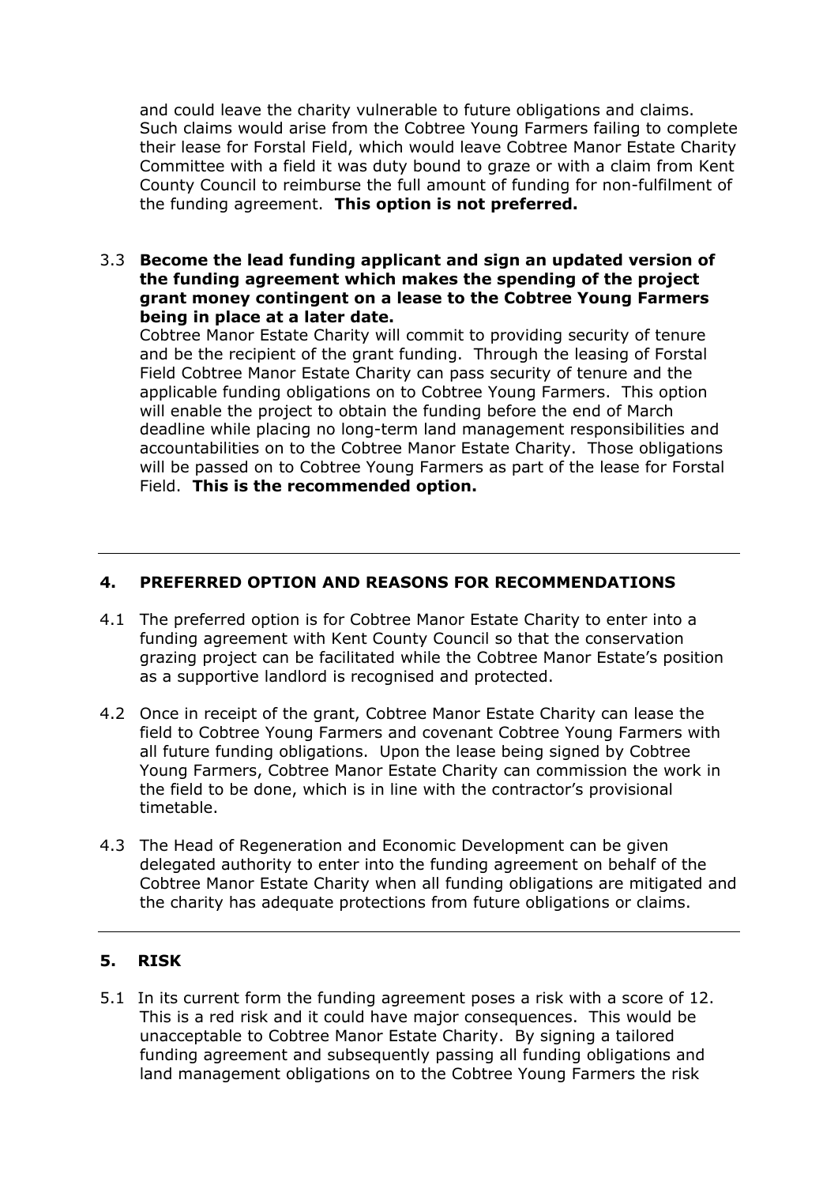and could leave the charity vulnerable to future obligations and claims. Such claims would arise from the Cobtree Young Farmers failing to complete their lease for Forstal Field, which would leave Cobtree Manor Estate Charity Committee with a field it was duty bound to graze or with a claim from Kent County Council to reimburse the full amount of funding for non-fulfilment of the funding agreement. **This option is not preferred.**

3.3 **Become the lead funding applicant and sign an updated version of the funding agreement which makes the spending of the project grant money contingent on a lease to the Cobtree Young Farmers being in place at a later date.**
Cobtree Manor Estate Charity will commit to providing security of tenure and be the recipient of the grant funding. Through the leasing of Forstal Field Cobtree Manor Estate Charity can pass security of tenure and the applicable funding obligations on to Cobtree Young Farmers. This option will enable the project to obtain the funding before the end of March deadline while placing no long-term land management responsibilities and accountabilities on to the Cobtree Manor Estate Charity. Those obligations will be passed on to Cobtree Young Farmers as part of the lease for Forstal Field. **This is the recommended option.**

---

## 4. PREFERRED OPTION AND REASONS FOR RECOMMENDATIONS

4.1 The preferred option is for Cobtree Manor Estate Charity to enter into a funding agreement with Kent County Council so that the conservation grazing project can be facilitated while the Cobtree Manor Estate's position as a supportive landlord is recognised and protected.

4.2 Once in receipt of the grant, Cobtree Manor Estate Charity can lease the field to Cobtree Young Farmers and covenant Cobtree Young Farmers with all future funding obligations. Upon the lease being signed by Cobtree Young Farmers, Cobtree Manor Estate Charity can commission the work in the field to be done, which is in line with the contractor's provisional timetable.

4.3 The Head of Regeneration and Economic Development can be given delegated authority to enter into the funding agreement on behalf of the Cobtree Manor Estate Charity when all funding obligations are mitigated and the charity has adequate protections from future obligations or claims.

---

## 5. RISK

5.1 In its current form the funding agreement poses a risk with a score of 12. This is a red risk and it could have major consequences. This would be unacceptable to Cobtree Manor Estate Charity. By signing a tailored funding agreement and subsequently passing all funding obligations and land management obligations on to the Cobtree Young Farmers the risk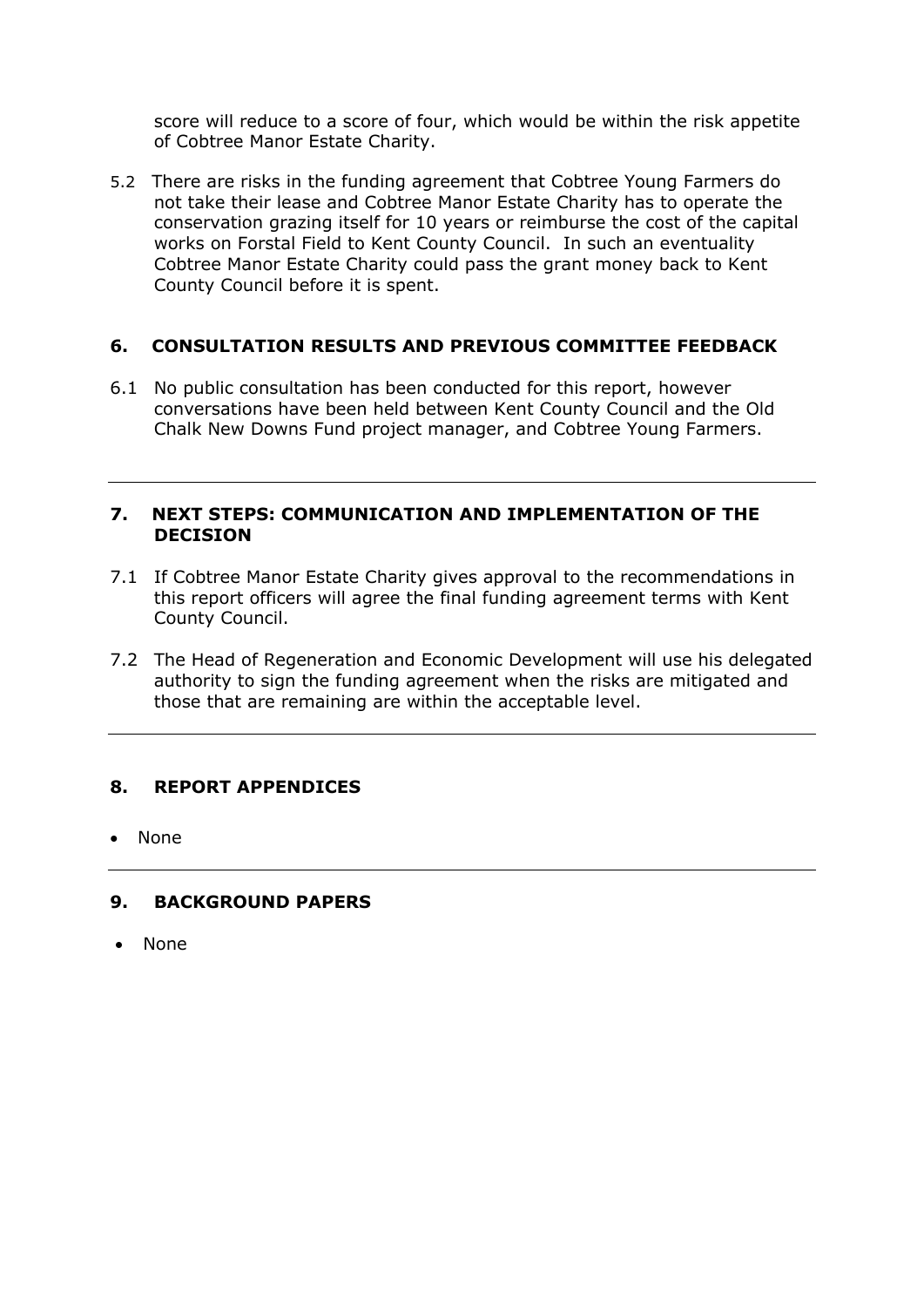score will reduce to a score of four, which would be within the risk appetite of Cobtree Manor Estate Charity.

5.2 There are risks in the funding agreement that Cobtree Young Farmers do not take their lease and Cobtree Manor Estate Charity has to operate the conservation grazing itself for 10 years or reimburse the cost of the capital works on Forstal Field to Kent County Council. In such an eventuality Cobtree Manor Estate Charity could pass the grant money back to Kent County Council before it is spent.

## 6. CONSULTATION RESULTS AND PREVIOUS COMMITTEE FEEDBACK

6.1 No public consultation has been conducted for this report, however conversations have been held between Kent County Council and the Old Chalk New Downs Fund project manager, and Cobtree Young Farmers.

---

## 7. NEXT STEPS: COMMUNICATION AND IMPLEMENTATION OF THE DECISION

7.1 If Cobtree Manor Estate Charity gives approval to the recommendations in this report officers will agree the final funding agreement terms with Kent County Council.

7.2 The Head of Regeneration and Economic Development will use his delegated authority to sign the funding agreement when the risks are mitigated and those that are remaining are within the acceptable level.

---

## 8. REPORT APPENDICES

- None

---

## 9. BACKGROUND PAPERS

- None